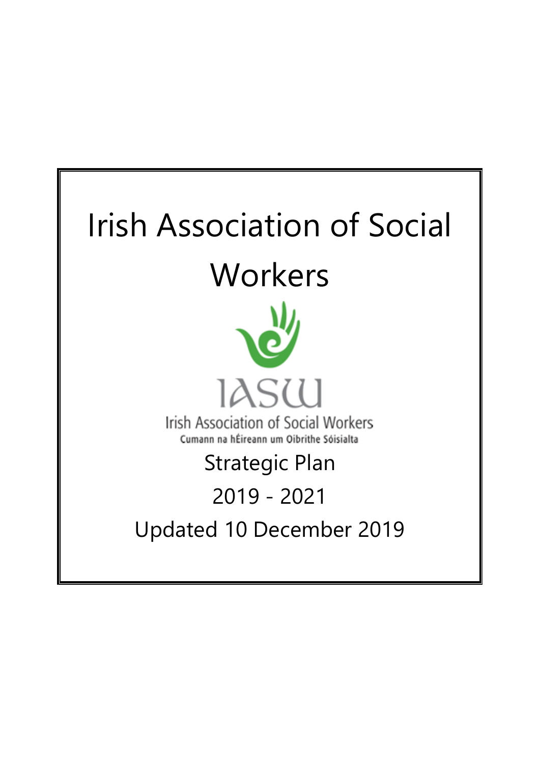# Irish Association of Social Workers

IASW

Irish Association of Social Workers

Cumann na hÉireann um Oibrithe Sóisialta

Strategic Plan

2019 - 2021

Updated 10 December 2019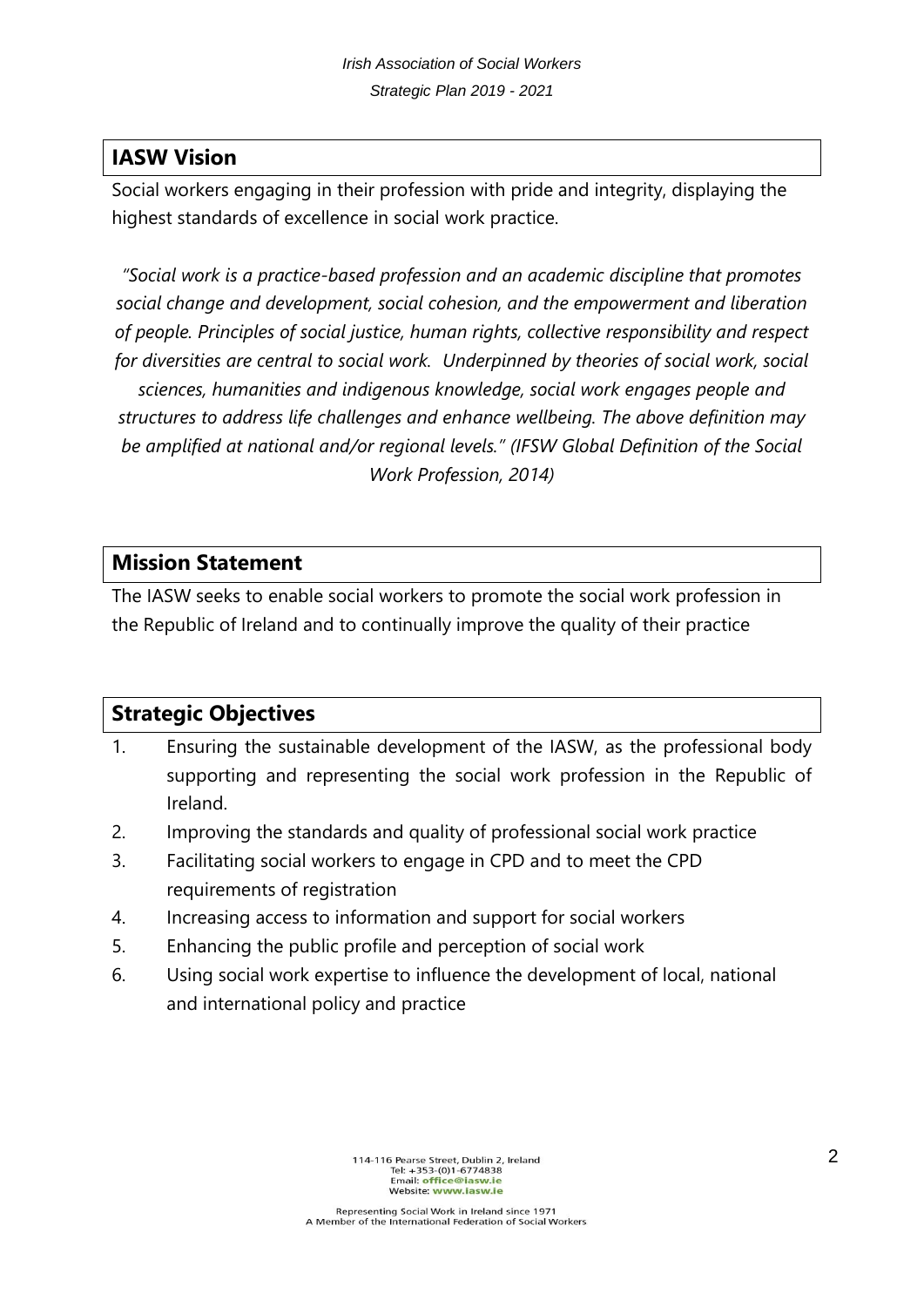## IASW Vision

Social workers engaging in their profession with pride and integrity, displaying the highest standards of excellence in social work practice.

*"Social work is a practice-based profession and an academic discipline that promotes social change and development, social cohesion, and the empowerment and liberation of people. Principles of social justice, human rights, collective responsibility and respect for diversities are central to social work. Underpinned by theories of social work, social sciences, humanities and indigenous knowledge, social work engages people and structures to address life challenges and enhance wellbeing. The above definition may be amplified at national and/or regional levels." (IFSW Global Definition of the Social Work Profession, 2014)*

## Mission Statement

The IASW seeks to enable social workers to promote the social work profession in the Republic of Ireland and to continually improve the quality of their practice

## Strategic Objectives

1. Ensuring the sustainable development of the IASW, as the professional body supporting and representing the social work profession in the Republic of Ireland.
2. Improving the standards and quality of professional social work practice
3. Facilitating social workers to engage in CPD and to meet the CPD requirements of registration
4. Increasing access to information and support for social workers
5. Enhancing the public profile and perception of social work
6. Using social work expertise to influence the development of local, national and international policy and practice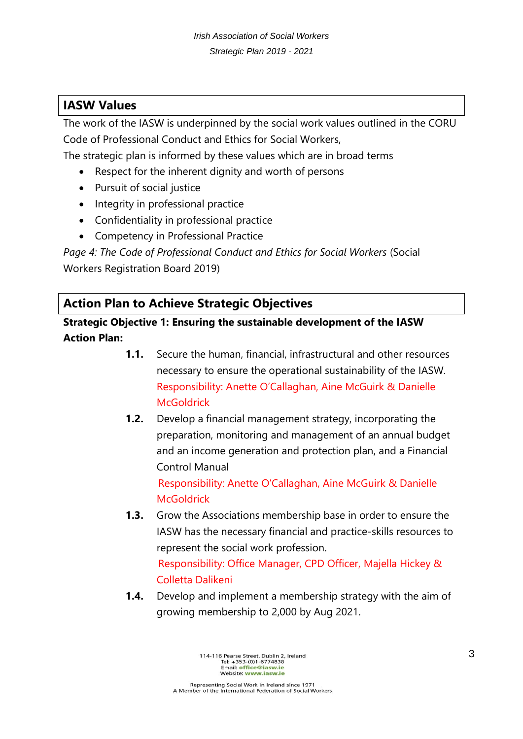## IASW Values

The work of the IASW is underpinned by the social work values outlined in the CORU Code of Professional Conduct and Ethics for Social Workers,

The strategic plan is informed by these values which are in broad terms

- Respect for the inherent dignity and worth of persons
- Pursuit of social justice
- Integrity in professional practice
- Confidentiality in professional practice
- Competency in Professional Practice

*Page 4: The Code of Professional Conduct and Ethics for Social Workers* (Social Workers Registration Board 2019)

## Action Plan to Achieve Strategic Objectives

**Strategic Objective 1: Ensuring the sustainable development of the IASW**

**Action Plan:**

**1.1.** Secure the human, financial, infrastructural and other resources necessary to ensure the operational sustainability of the IASW.
Responsibility: Anette O'Callaghan, Aine McGuirk & Danielle McGoldrick

**1.2.** Develop a financial management strategy, incorporating the preparation, monitoring and management of an annual budget and an income generation and protection plan, and a Financial Control Manual
Responsibility: Anette O'Callaghan, Aine McGuirk & Danielle McGoldrick

**1.3.** Grow the Associations membership base in order to ensure the IASW has the necessary financial and practice-skills resources to represent the social work profession.
Responsibility: Office Manager, CPD Officer, Majella Hickey & Colletta Dalikeni

**1.4.** Develop and implement a membership strategy with the aim of growing membership to 2,000 by Aug 2021.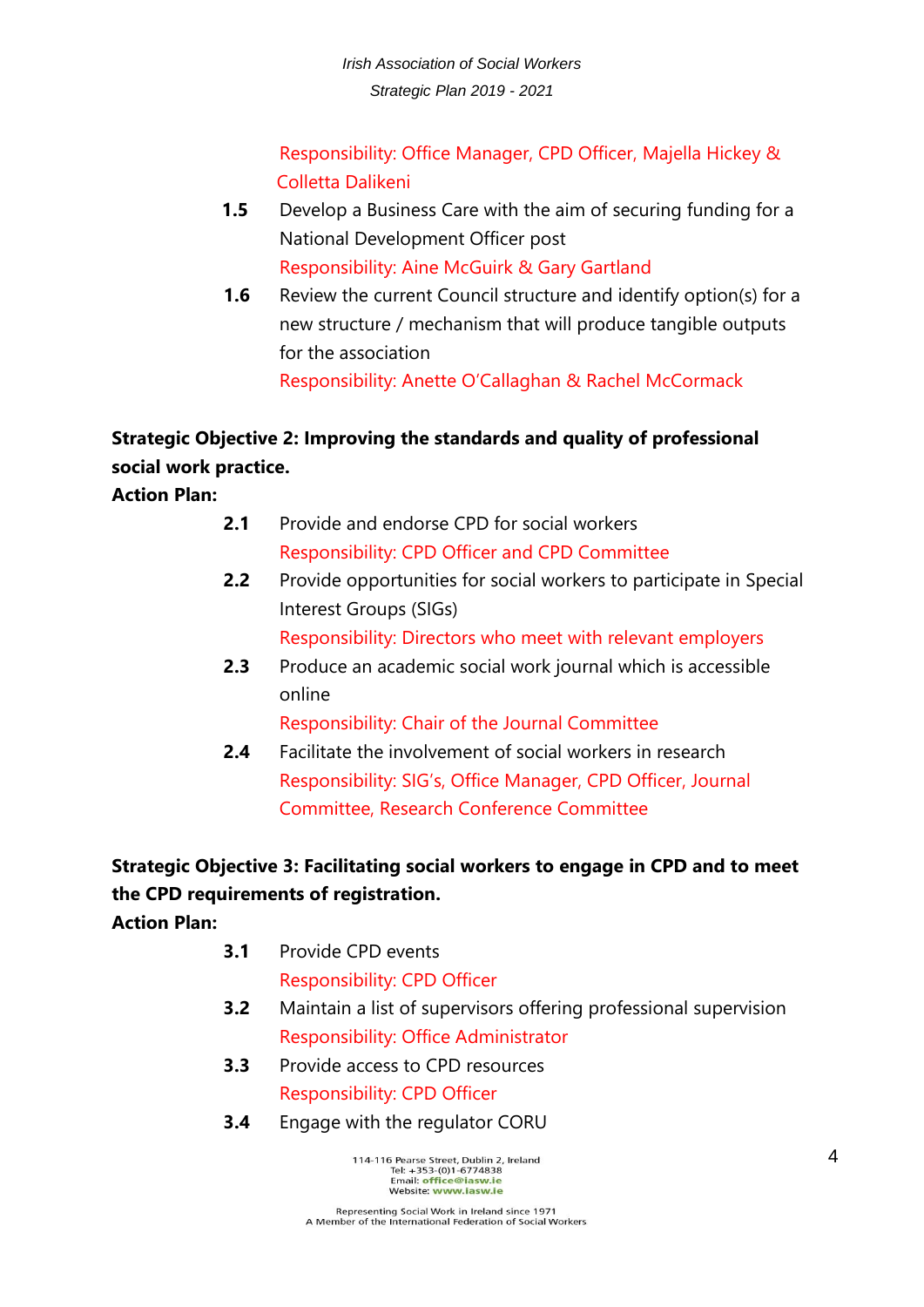Responsibility: Office Manager, CPD Officer, Majella Hickey & Colletta Dalikeni

**1.5** Develop a Business Care with the aim of securing funding for a National Development Officer post
Responsibility: Aine McGuirk & Gary Gartland

**1.6** Review the current Council structure and identify option(s) for a new structure / mechanism that will produce tangible outputs for the association
Responsibility: Anette O'Callaghan & Rachel McCormack

**Strategic Objective 2: Improving the standards and quality of professional social work practice.**
**Action Plan:**

**2.1** Provide and endorse CPD for social workers
Responsibility: CPD Officer and CPD Committee

**2.2** Provide opportunities for social workers to participate in Special Interest Groups (SIGs)
Responsibility: Directors who meet with relevant employers

**2.3** Produce an academic social work journal which is accessible online
Responsibility: Chair of the Journal Committee

**2.4** Facilitate the involvement of social workers in research
Responsibility: SIG's, Office Manager, CPD Officer, Journal Committee, Research Conference Committee

**Strategic Objective 3: Facilitating social workers to engage in CPD and to meet the CPD requirements of registration.**
**Action Plan:**

**3.1** Provide CPD events
Responsibility: CPD Officer

**3.2** Maintain a list of supervisors offering professional supervision
Responsibility: Office Administrator

**3.3** Provide access to CPD resources
Responsibility: CPD Officer

**3.4** Engage with the regulator CORU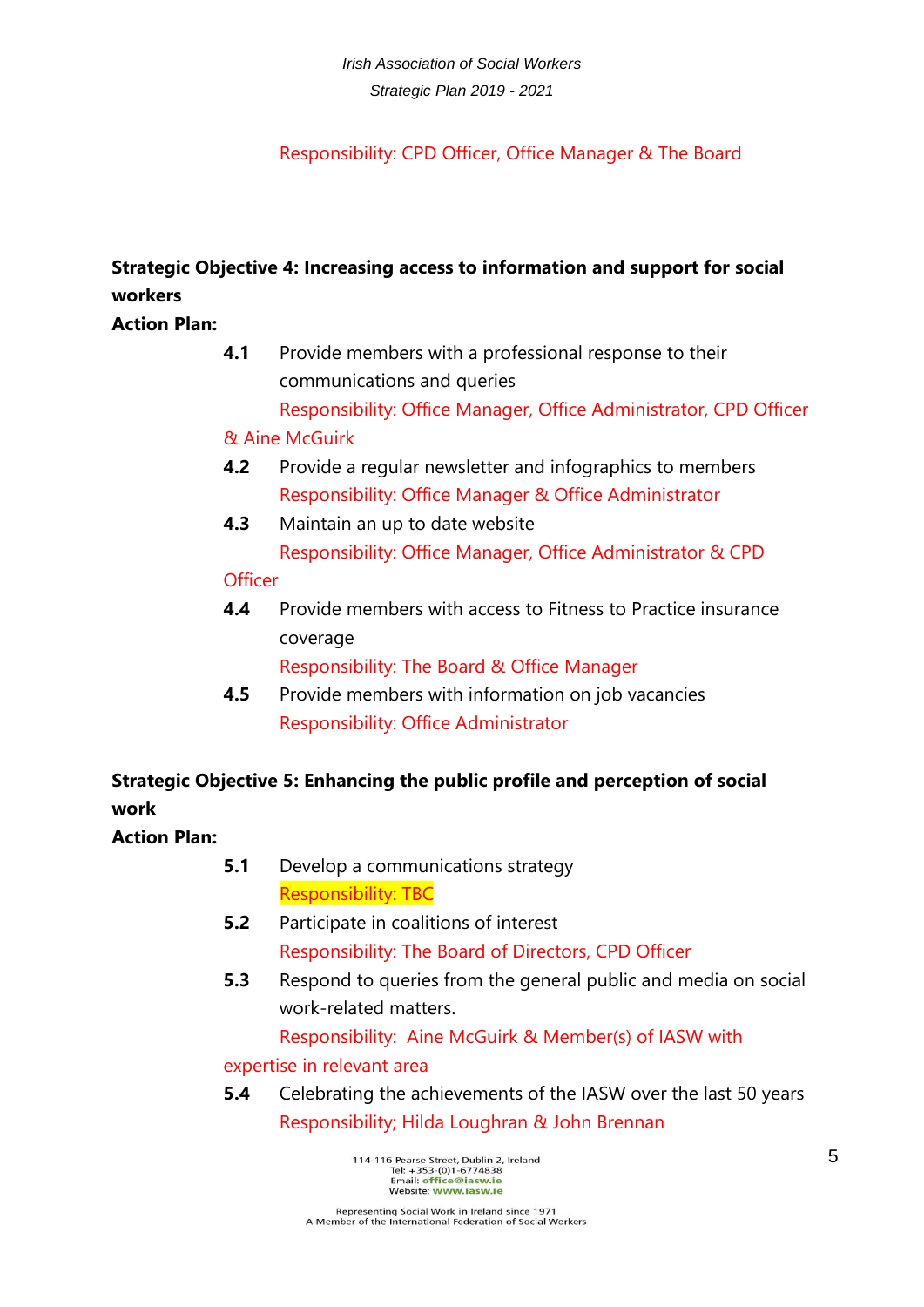Responsibility: CPD Officer, Office Manager & The Board

**Strategic Objective 4: Increasing access to information and support for social workers**

**Action Plan:**

**4.1** Provide members with a professional response to their communications and queries
Responsibility: Office Manager, Office Administrator, CPD Officer & Aine McGuirk

**4.2** Provide a regular newsletter and infographics to members
Responsibility: Office Manager & Office Administrator

**4.3** Maintain an up to date website
Responsibility: Office Manager, Office Administrator & CPD Officer

**4.4** Provide members with access to Fitness to Practice insurance coverage
Responsibility: The Board & Office Manager

**4.5** Provide members with information on job vacancies
Responsibility: Office Administrator

**Strategic Objective 5: Enhancing the public profile and perception of social work**

**Action Plan:**

**5.1** Develop a communications strategy
Responsibility: TBC

**5.2** Participate in coalitions of interest
Responsibility: The Board of Directors, CPD Officer

**5.3** Respond to queries from the general public and media on social work-related matters.
Responsibility: Aine McGuirk & Member(s) of IASW with expertise in relevant area

**5.4** Celebrating the achievements of the IASW over the last 50 years
Responsibility; Hilda Loughran & John Brennan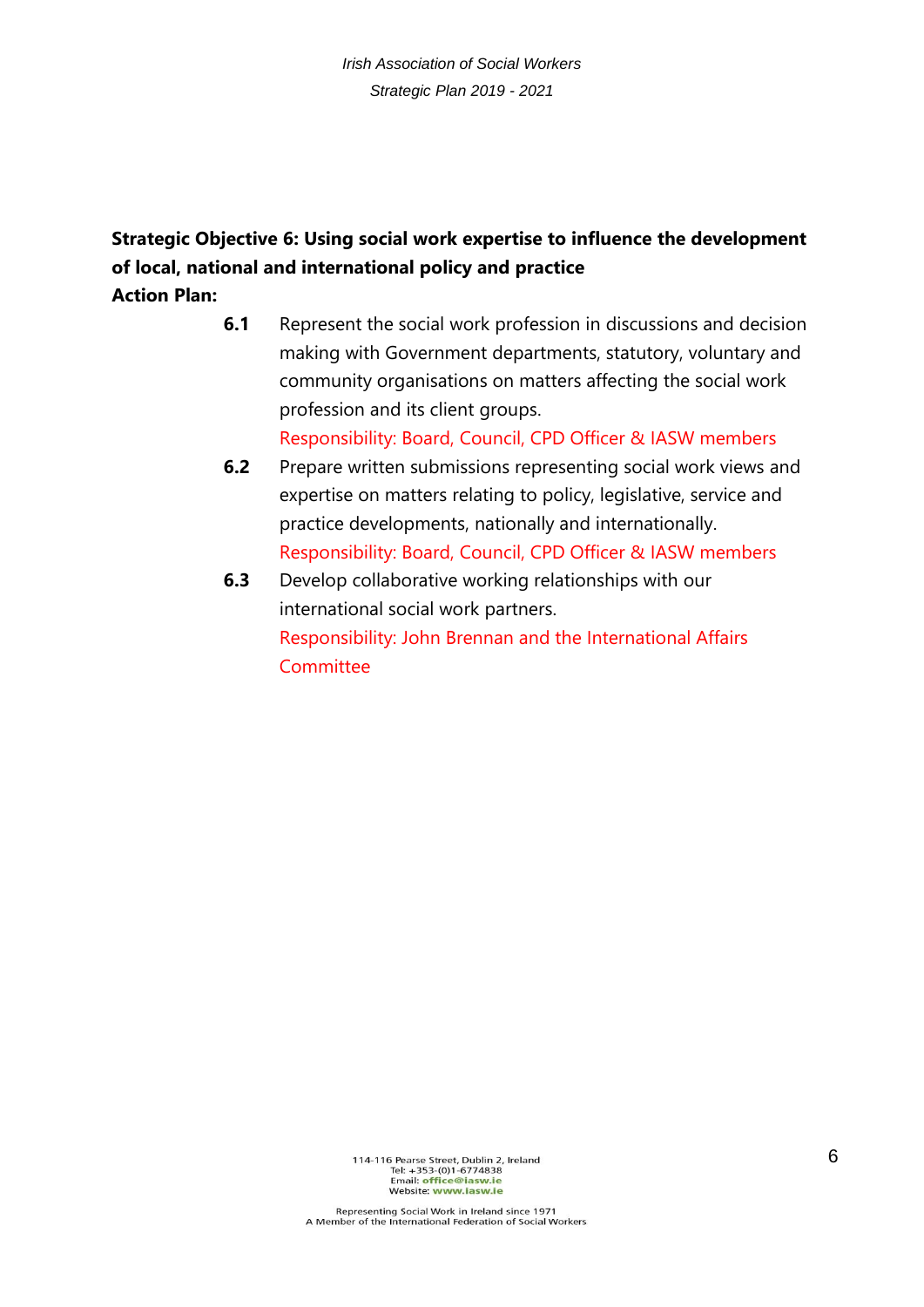**Strategic Objective 6: Using social work expertise to influence the development of local, national and international policy and practice**

**Action Plan:**

**6.1** Represent the social work profession in discussions and decision making with Government departments, statutory, voluntary and community organisations on matters affecting the social work profession and its client groups.
Responsibility: Board, Council, CPD Officer & IASW members

**6.2** Prepare written submissions representing social work views and expertise on matters relating to policy, legislative, service and practice developments, nationally and internationally.
Responsibility: Board, Council, CPD Officer & IASW members

**6.3** Develop collaborative working relationships with our international social work partners.
Responsibility: John Brennan and the International Affairs Committee